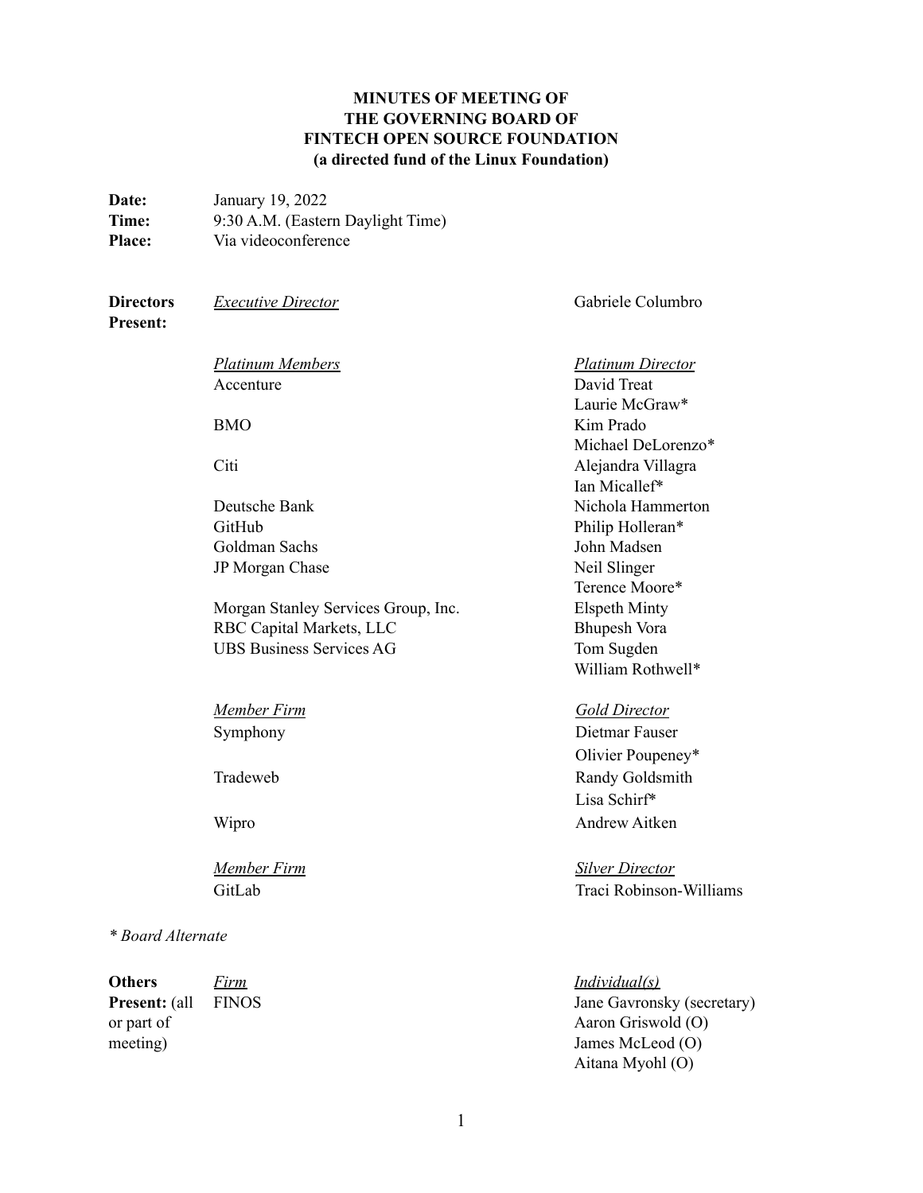**MINUTES OF MEETING OF**
**THE GOVERNING BOARD OF**
**FINTECH OPEN SOURCE FOUNDATION**
**(a directed fund of the Linux Foundation)**

**Date:** January 19, 2022
**Time:** 9:30 A.M. (Eastern Daylight Time)
**Place:** Via videoconference

**Directors Present:**

| | |
|---|---|
| *Executive Director* | Gabriele Columbro |
| | |
| ***Platinum Members*** | ***Platinum Director*** |
| Accenture | David Treat |
| | Laurie McGraw* |
| BMO | Kim Prado |
| | Michael DeLorenzo* |
| Citi | Alejandra Villagra |
| | Ian Micallef* |
| Deutsche Bank | Nichola Hammerton |
| GitHub | Philip Holleran* |
| Goldman Sachs | John Madsen |
| JP Morgan Chase | Neil Slinger |
| | Terence Moore* |
| Morgan Stanley Services Group, Inc. | Elspeth Minty |
| RBC Capital Markets, LLC | Bhupesh Vora |
| UBS Business Services AG | Tom Sugden |
| | William Rothwell* |
| | |
| ***Member Firm*** | ***Gold Director*** |
| Symphony | Dietmar Fauser |
| | Olivier Poupeney* |
| Tradeweb | Randy Goldsmith |
| | Lisa Schirf* |
| Wipro | Andrew Aitken |
| | |
| ***Member Firm*** | ***Silver Director*** |
| GitLab | Traci Robinson-Williams |

*\* Board Alternate*

**Others Present:** (all or part of meeting)

| *Firm* | *Individual(s)* |
|---|---|
| FINOS | Jane Gavronsky (secretary) |
| | Aaron Griswold (O) |
| | James McLeod (O) |
| | Aitana Myohl (O) |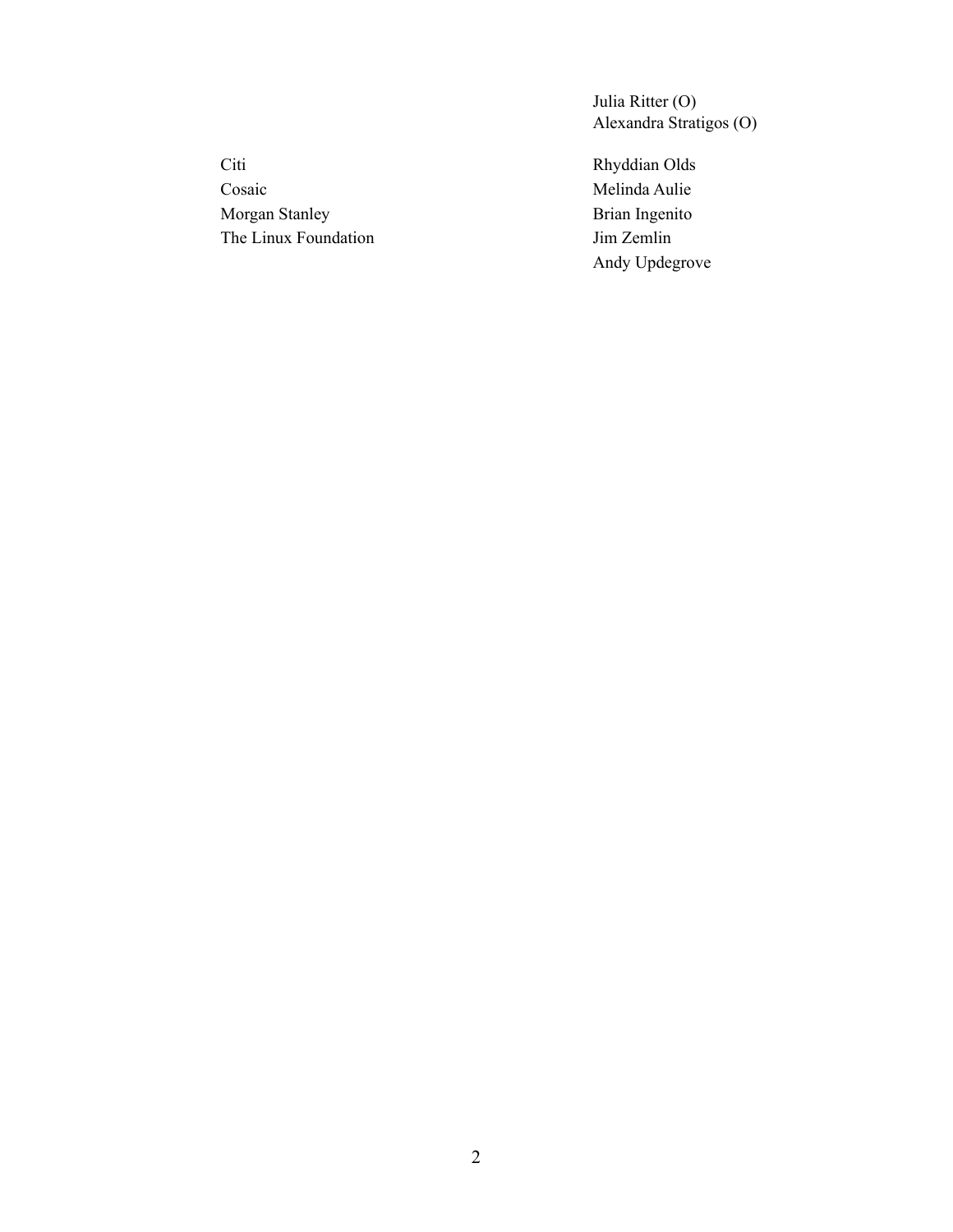| | |
|---|---|
| | Julia Ritter (O) |
| | Alexandra Stratigos (O) |
| Citi | Rhyddian Olds |
| Cosaic | Melinda Aulie |
| Morgan Stanley | Brian Ingenito |
| The Linux Foundation | Jim Zemlin |
| | Andy Updegrove |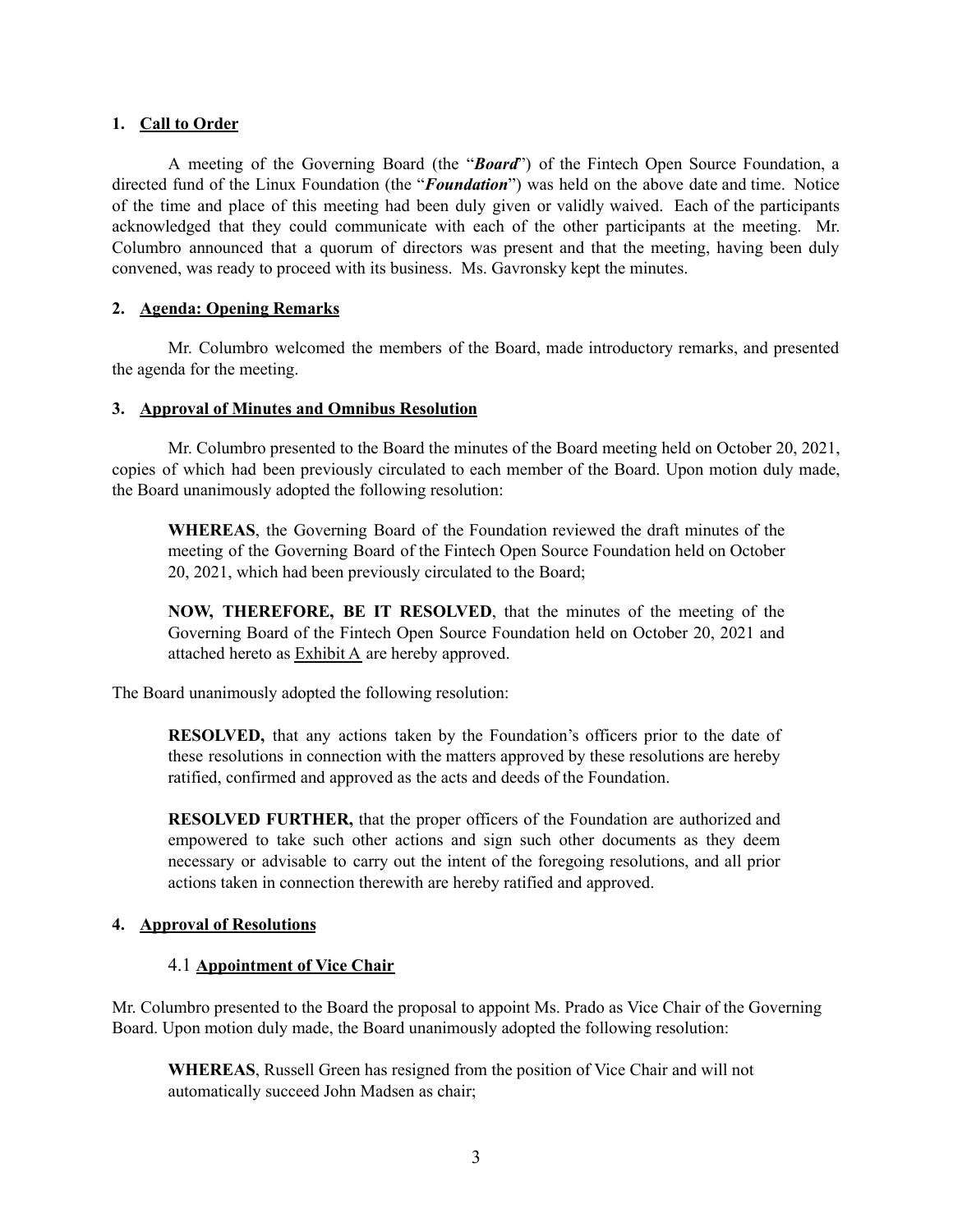**1. Call to Order**

A meeting of the Governing Board (the "***Board***") of the Fintech Open Source Foundation, a directed fund of the Linux Foundation (the "***Foundation***") was held on the above date and time. Notice of the time and place of this meeting had been duly given or validly waived. Each of the participants acknowledged that they could communicate with each of the other participants at the meeting. Mr. Columbro announced that a quorum of directors was present and that the meeting, having been duly convened, was ready to proceed with its business. Ms. Gavronsky kept the minutes.

**2. Agenda: Opening Remarks**

Mr. Columbro welcomed the members of the Board, made introductory remarks, and presented the agenda for the meeting.

**3. Approval of Minutes and Omnibus Resolution**

Mr. Columbro presented to the Board the minutes of the Board meeting held on October 20, 2021, copies of which had been previously circulated to each member of the Board. Upon motion duly made, the Board unanimously adopted the following resolution:

> **WHEREAS**, the Governing Board of the Foundation reviewed the draft minutes of the meeting of the Governing Board of the Fintech Open Source Foundation held on October 20, 2021, which had been previously circulated to the Board;
>
> **NOW, THEREFORE, BE IT RESOLVED**, that the minutes of the meeting of the Governing Board of the Fintech Open Source Foundation held on October 20, 2021 and attached hereto as Exhibit A are hereby approved.

The Board unanimously adopted the following resolution:

> **RESOLVED,** that any actions taken by the Foundation's officers prior to the date of these resolutions in connection with the matters approved by these resolutions are hereby ratified, confirmed and approved as the acts and deeds of the Foundation.
>
> **RESOLVED FURTHER,** that the proper officers of the Foundation are authorized and empowered to take such other actions and sign such other documents as they deem necessary or advisable to carry out the intent of the foregoing resolutions, and all prior actions taken in connection therewith are hereby ratified and approved.

**4. Approval of Resolutions**

4.1 **Appointment of Vice Chair**

Mr. Columbro presented to the Board the proposal to appoint Ms. Prado as Vice Chair of the Governing Board. Upon motion duly made, the Board unanimously adopted the following resolution:

> **WHEREAS**, Russell Green has resigned from the position of Vice Chair and will not automatically succeed John Madsen as chair;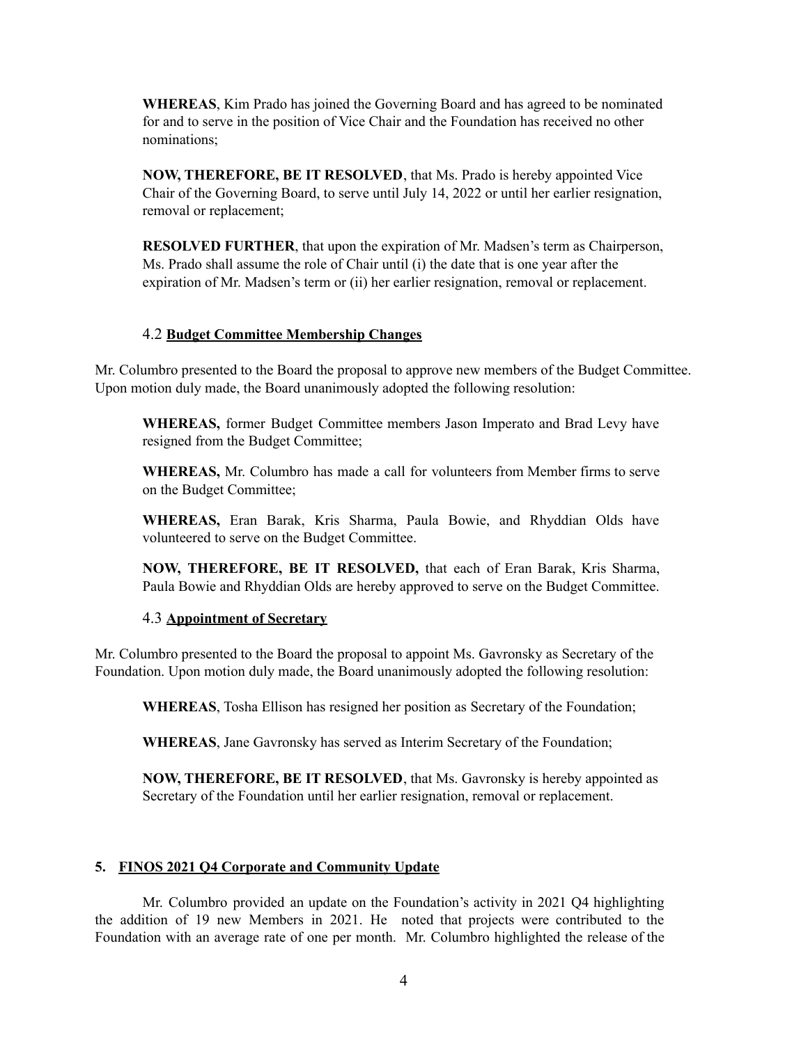**WHEREAS**, Kim Prado has joined the Governing Board and has agreed to be nominated for and to serve in the position of Vice Chair and the Foundation has received no other nominations;

**NOW, THEREFORE, BE IT RESOLVED**, that Ms. Prado is hereby appointed Vice Chair of the Governing Board, to serve until July 14, 2022 or until her earlier resignation, removal or replacement;

**RESOLVED FURTHER**, that upon the expiration of Mr. Madsen's term as Chairperson, Ms. Prado shall assume the role of Chair until (i) the date that is one year after the expiration of Mr. Madsen's term or (ii) her earlier resignation, removal or replacement.

### 4.2 **Budget Committee Membership Changes**

Mr. Columbro presented to the Board the proposal to approve new members of the Budget Committee. Upon motion duly made, the Board unanimously adopted the following resolution:

**WHEREAS,** former Budget Committee members Jason Imperato and Brad Levy have resigned from the Budget Committee;

**WHEREAS,** Mr. Columbro has made a call for volunteers from Member firms to serve on the Budget Committee;

**WHEREAS,** Eran Barak, Kris Sharma, Paula Bowie, and Rhyddian Olds have volunteered to serve on the Budget Committee.

**NOW, THEREFORE, BE IT RESOLVED,** that each of Eran Barak, Kris Sharma, Paula Bowie and Rhyddian Olds are hereby approved to serve on the Budget Committee.

### 4.3 **Appointment of Secretary**

Mr. Columbro presented to the Board the proposal to appoint Ms. Gavronsky as Secretary of the Foundation. Upon motion duly made, the Board unanimously adopted the following resolution:

**WHEREAS**, Tosha Ellison has resigned her position as Secretary of the Foundation;

**WHEREAS**, Jane Gavronsky has served as Interim Secretary of the Foundation;

**NOW, THEREFORE, BE IT RESOLVED**, that Ms. Gavronsky is hereby appointed as Secretary of the Foundation until her earlier resignation, removal or replacement.

## 5. **FINOS 2021 Q4 Corporate and Community Update**

Mr. Columbro provided an update on the Foundation's activity in 2021 Q4 highlighting the addition of 19 new Members in 2021. He noted that projects were contributed to the Foundation with an average rate of one per month. Mr. Columbro highlighted the release of the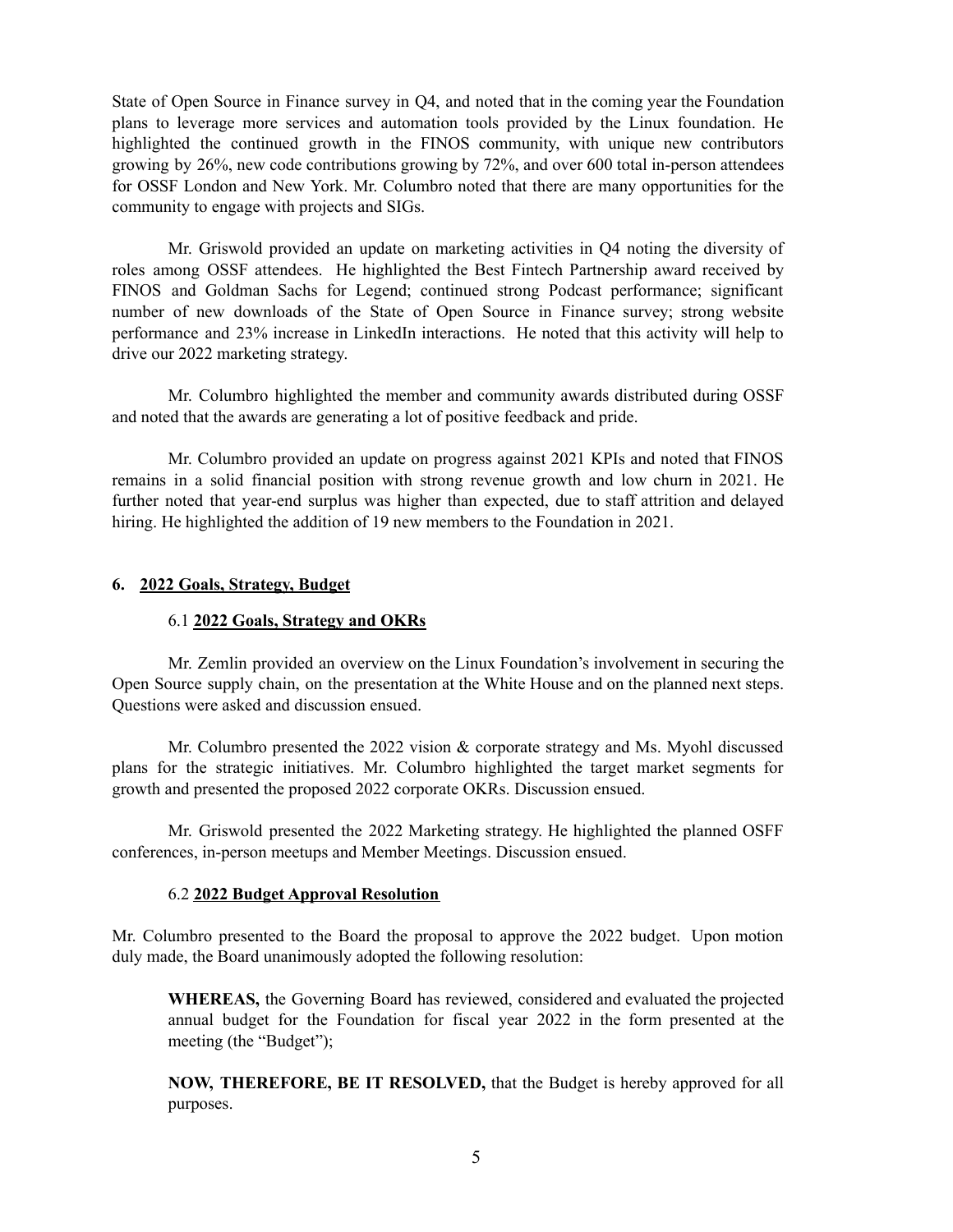State of Open Source in Finance survey in Q4, and noted that in the coming year the Foundation plans to leverage more services and automation tools provided by the Linux foundation. He highlighted the continued growth in the FINOS community, with unique new contributors growing by 26%, new code contributions growing by 72%, and over 600 total in-person attendees for OSSF London and New York. Mr. Columbro noted that there are many opportunities for the community to engage with projects and SIGs.

Mr. Griswold provided an update on marketing activities in Q4 noting the diversity of roles among OSSF attendees. He highlighted the Best Fintech Partnership award received by FINOS and Goldman Sachs for Legend; continued strong Podcast performance; significant number of new downloads of the State of Open Source in Finance survey; strong website performance and 23% increase in LinkedIn interactions. He noted that this activity will help to drive our 2022 marketing strategy.

Mr. Columbro highlighted the member and community awards distributed during OSSF and noted that the awards are generating a lot of positive feedback and pride.

Mr. Columbro provided an update on progress against 2021 KPIs and noted that FINOS remains in a solid financial position with strong revenue growth and low churn in 2021. He further noted that year-end surplus was higher than expected, due to staff attrition and delayed hiring. He highlighted the addition of 19 new members to the Foundation in 2021.

## 6. 2022 Goals, Strategy, Budget

### 6.1 2022 Goals, Strategy and OKRs

Mr. Zemlin provided an overview on the Linux Foundation's involvement in securing the Open Source supply chain, on the presentation at the White House and on the planned next steps. Questions were asked and discussion ensued.

Mr. Columbro presented the 2022 vision & corporate strategy and Ms. Myohl discussed plans for the strategic initiatives. Mr. Columbro highlighted the target market segments for growth and presented the proposed 2022 corporate OKRs. Discussion ensued.

Mr. Griswold presented the 2022 Marketing strategy. He highlighted the planned OSFF conferences, in-person meetups and Member Meetings. Discussion ensued.

### 6.2 2022 Budget Approval Resolution

Mr. Columbro presented to the Board the proposal to approve the 2022 budget. Upon motion duly made, the Board unanimously adopted the following resolution:

> **WHEREAS,** the Governing Board has reviewed, considered and evaluated the projected annual budget for the Foundation for fiscal year 2022 in the form presented at the meeting (the "Budget");
>
> **NOW, THEREFORE, BE IT RESOLVED,** that the Budget is hereby approved for all purposes.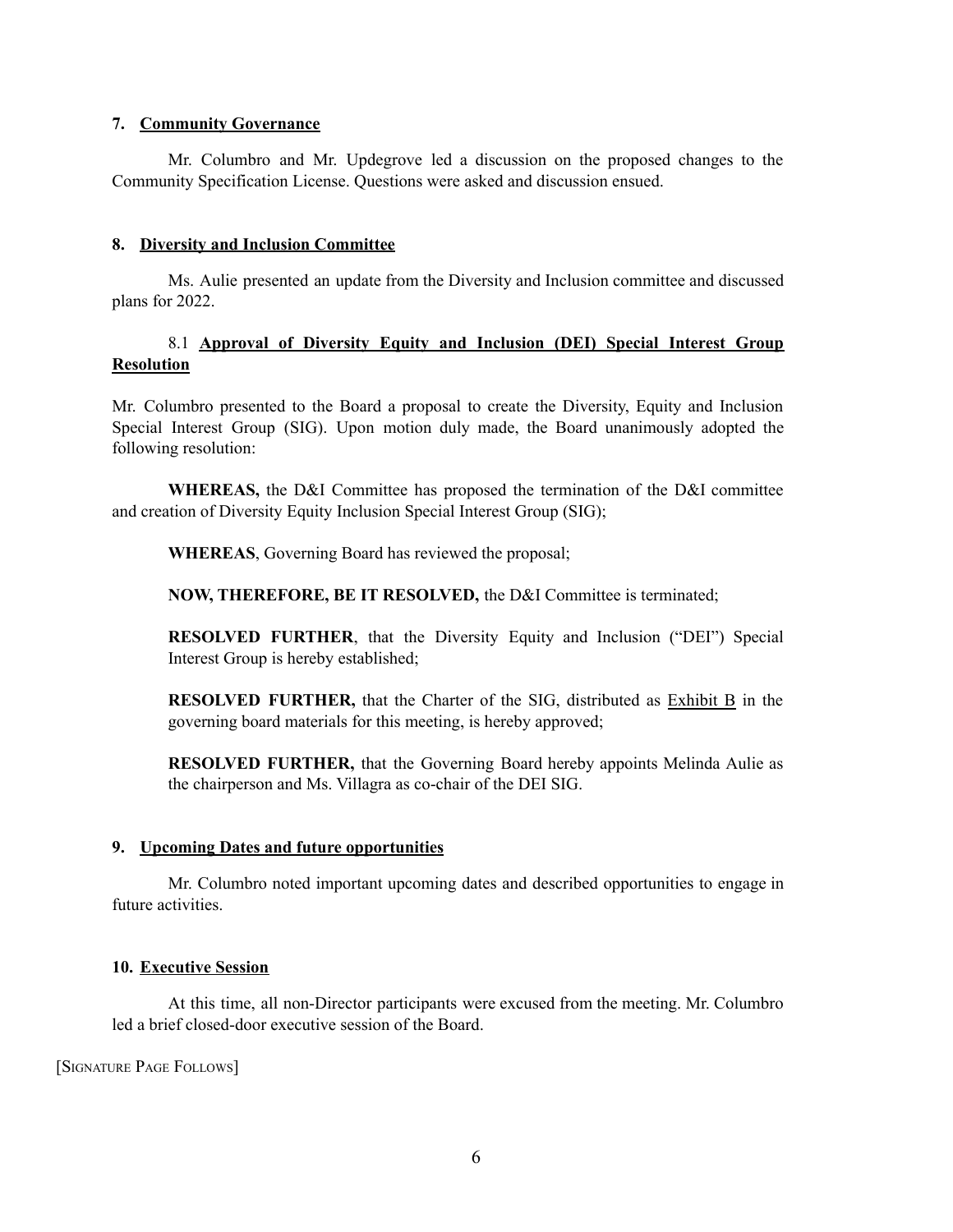## 7. Community Governance

Mr. Columbro and Mr. Updegrove led a discussion on the proposed changes to the Community Specification License. Questions were asked and discussion ensued.

## 8. Diversity and Inclusion Committee

Ms. Aulie presented an update from the Diversity and Inclusion committee and discussed plans for 2022.

### 8.1 Approval of Diversity Equity and Inclusion (DEI) Special Interest Group Resolution

Mr. Columbro presented to the Board a proposal to create the Diversity, Equity and Inclusion Special Interest Group (SIG). Upon motion duly made, the Board unanimously adopted the following resolution:

**WHEREAS,** the D&I Committee has proposed the termination of the D&I committee and creation of Diversity Equity Inclusion Special Interest Group (SIG);

**WHEREAS**, Governing Board has reviewed the proposal;

**NOW, THEREFORE, BE IT RESOLVED,** the D&I Committee is terminated;

**RESOLVED FURTHER**, that the Diversity Equity and Inclusion ("DEI") Special Interest Group is hereby established;

**RESOLVED FURTHER,** that the Charter of the SIG, distributed as Exhibit B in the governing board materials for this meeting, is hereby approved;

**RESOLVED FURTHER,** that the Governing Board hereby appoints Melinda Aulie as the chairperson and Ms. Villagra as co-chair of the DEI SIG.

## 9. Upcoming Dates and future opportunities

Mr. Columbro noted important upcoming dates and described opportunities to engage in future activities.

## 10. Executive Session

At this time, all non-Director participants were excused from the meeting. Mr. Columbro led a brief closed-door executive session of the Board.

[Signature Page Follows]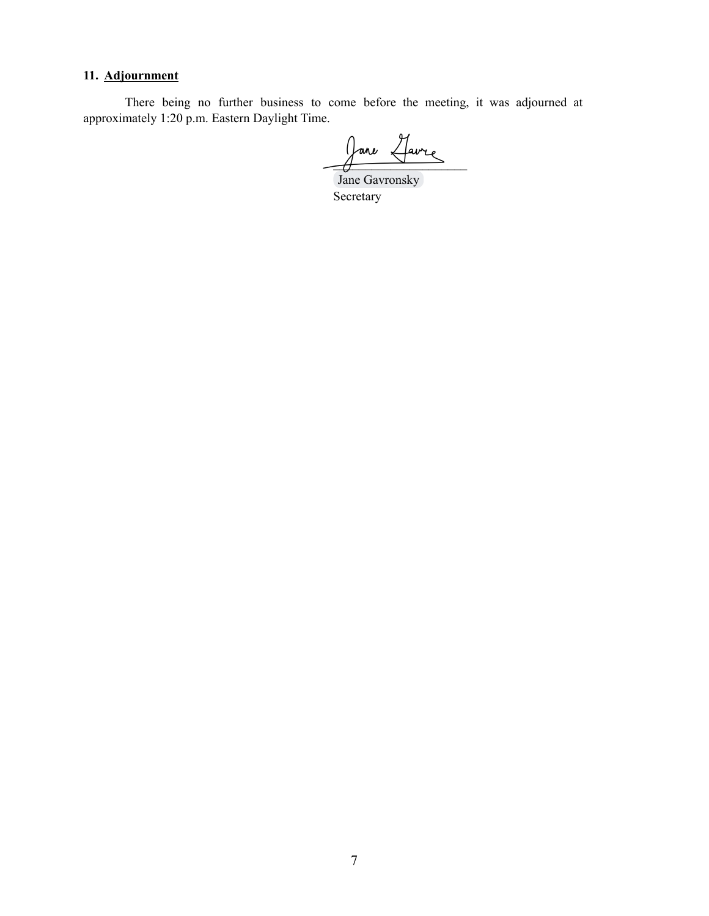**11. Adjournment**

There being no further business to come before the meeting, it was adjourned at approximately 1:20 p.m. Eastern Daylight Time.

Jane Gavronsky
Secretary